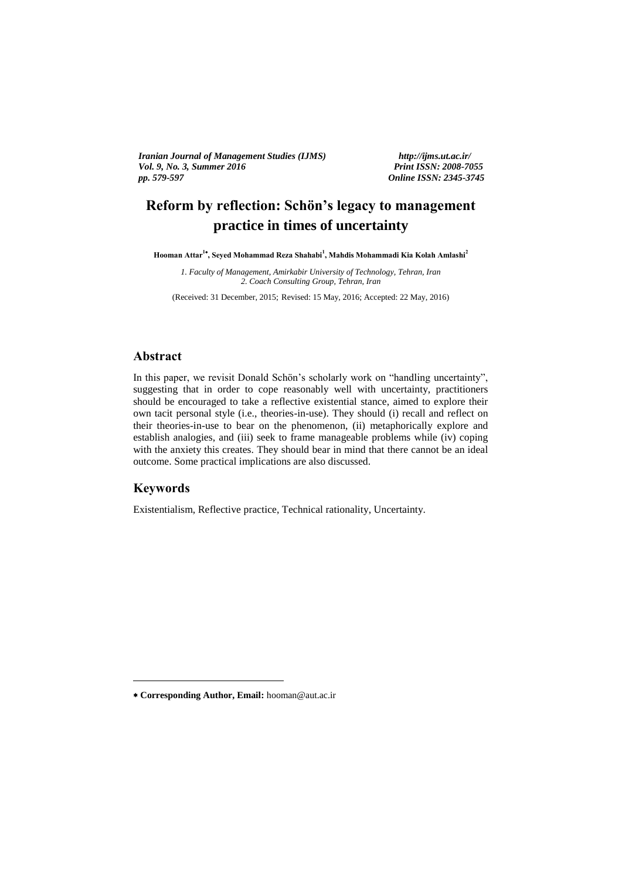# Reform by reflection: Schön's legacy to management practice in times of uncertainty

**Hooman Attar[1*], Seyed Mohammad Reza Shahabi[1], Mahdis Mohammadi Kia Kolah Amlashi[2]**

*1. Faculty of Management, Amirkabir University of Technology, Tehran, Iran*
*2. Coach Consulting Group, Tehran, Iran*

(Received: 31 December, 2015; Revised: 15 May, 2016; Accepted: 22 May, 2016)

## Abstract

In this paper, we revisit Donald Schön's scholarly work on "handling uncertainty", suggesting that in order to cope reasonably well with uncertainty, practitioners should be encouraged to take a reflective existential stance, aimed to explore their own tacit personal style (i.e., theories-in-use). They should (i) recall and reflect on their theories-in-use to bear on the phenomenon, (ii) metaphorically explore and establish analogies, and (iii) seek to frame manageable problems while (iv) coping with the anxiety this creates. They should bear in mind that there cannot be an ideal outcome. Some practical implications are also discussed.

## Keywords

Existentialism, Reflective practice, Technical rationality, Uncertainty.

---

* **Corresponding Author, Email:** hooman@aut.ac.ir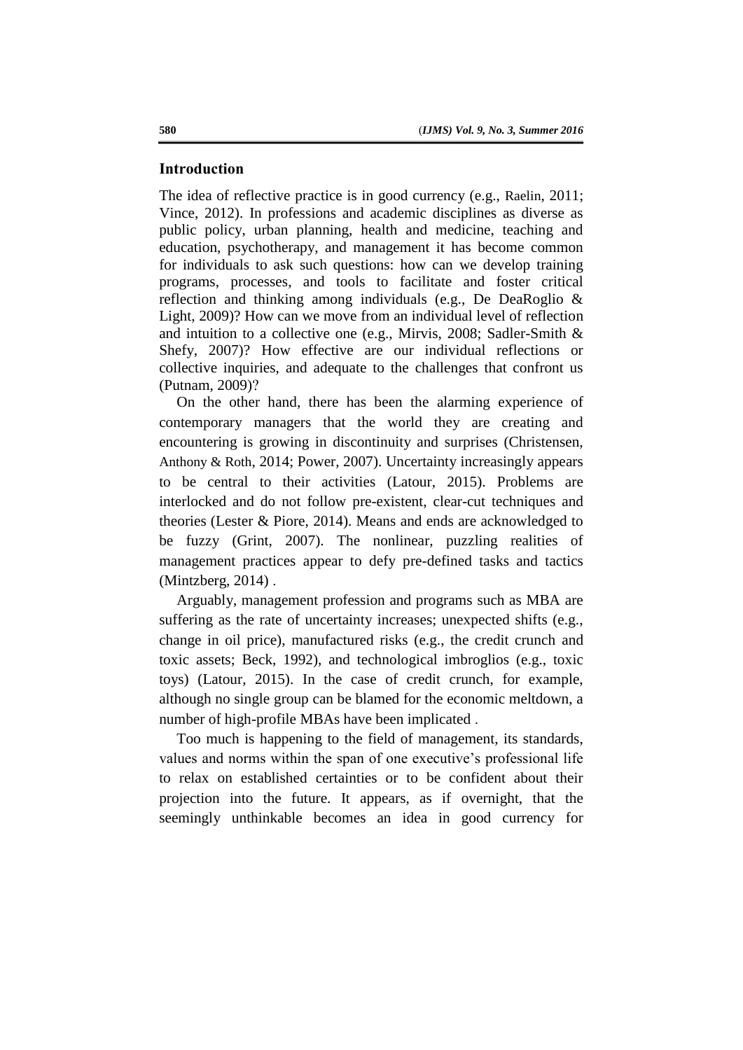## Introduction

The idea of reflective practice is in good currency (e.g., Raelin, 2011; Vince, 2012). In professions and academic disciplines as diverse as public policy, urban planning, health and medicine, teaching and education, psychotherapy, and management it has become common for individuals to ask such questions: how can we develop training programs, processes, and tools to facilitate and foster critical reflection and thinking among individuals (e.g., De DeaRoglio & Light, 2009)? How can we move from an individual level of reflection and intuition to a collective one (e.g., Mirvis, 2008; Sadler-Smith & Shefy, 2007)? How effective are our individual reflections or collective inquiries, and adequate to the challenges that confront us (Putnam, 2009)?

On the other hand, there has been the alarming experience of contemporary managers that the world they are creating and encountering is growing in discontinuity and surprises (Christensen, Anthony & Roth, 2014; Power, 2007). Uncertainty increasingly appears to be central to their activities (Latour, 2015). Problems are interlocked and do not follow pre-existent, clear-cut techniques and theories (Lester & Piore, 2014). Means and ends are acknowledged to be fuzzy (Grint, 2007). The nonlinear, puzzling realities of management practices appear to defy pre-defined tasks and tactics (Mintzberg, 2014) .

Arguably, management profession and programs such as MBA are suffering as the rate of uncertainty increases; unexpected shifts (e.g., change in oil price), manufactured risks (e.g., the credit crunch and toxic assets; Beck, 1992), and technological imbroglios (e.g., toxic toys) (Latour, 2015). In the case of credit crunch, for example, although no single group can be blamed for the economic meltdown, a number of high-profile MBAs have been implicated .

Too much is happening to the field of management, its standards, values and norms within the span of one executive's professional life to relax on established certainties or to be confident about their projection into the future. It appears, as if overnight, that the seemingly unthinkable becomes an idea in good currency for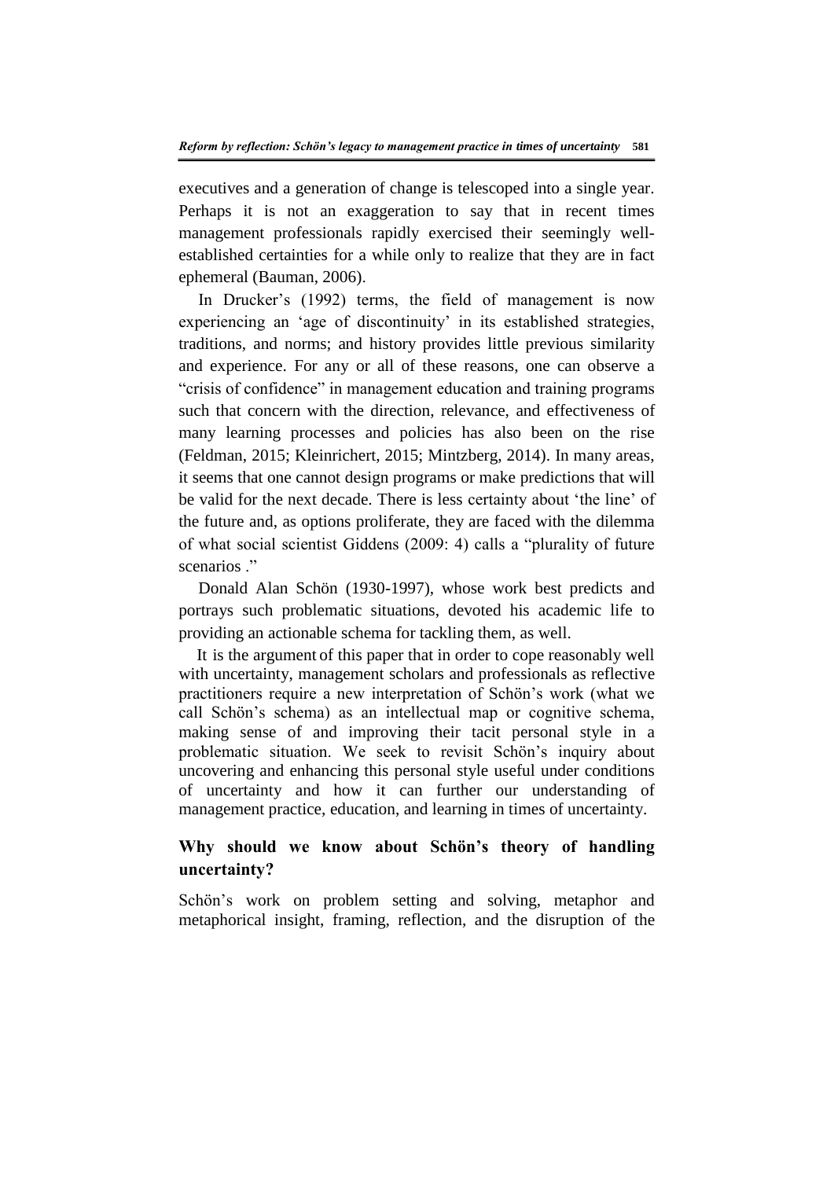executives and a generation of change is telescoped into a single year. Perhaps it is not an exaggeration to say that in recent times management professionals rapidly exercised their seemingly well-established certainties for a while only to realize that they are in fact ephemeral (Bauman, 2006).

In Drucker's (1992) terms, the field of management is now experiencing an 'age of discontinuity' in its established strategies, traditions, and norms; and history provides little previous similarity and experience. For any or all of these reasons, one can observe a "crisis of confidence" in management education and training programs such that concern with the direction, relevance, and effectiveness of many learning processes and policies has also been on the rise (Feldman, 2015; Kleinrichert, 2015; Mintzberg, 2014). In many areas, it seems that one cannot design programs or make predictions that will be valid for the next decade. There is less certainty about 'the line' of the future and, as options proliferate, they are faced with the dilemma of what social scientist Giddens (2009: 4) calls a "plurality of future scenarios ."

Donald Alan Schön (1930-1997), whose work best predicts and portrays such problematic situations, devoted his academic life to providing an actionable schema for tackling them, as well.

It is the argument of this paper that in order to cope reasonably well with uncertainty, management scholars and professionals as reflective practitioners require a new interpretation of Schön's work (what we call Schön's schema) as an intellectual map or cognitive schema, making sense of and improving their tacit personal style in a problematic situation. We seek to revisit Schön's inquiry about uncovering and enhancing this personal style useful under conditions of uncertainty and how it can further our understanding of management practice, education, and learning in times of uncertainty.

## Why should we know about Schön's theory of handling uncertainty?

Schön's work on problem setting and solving, metaphor and metaphorical insight, framing, reflection, and the disruption of the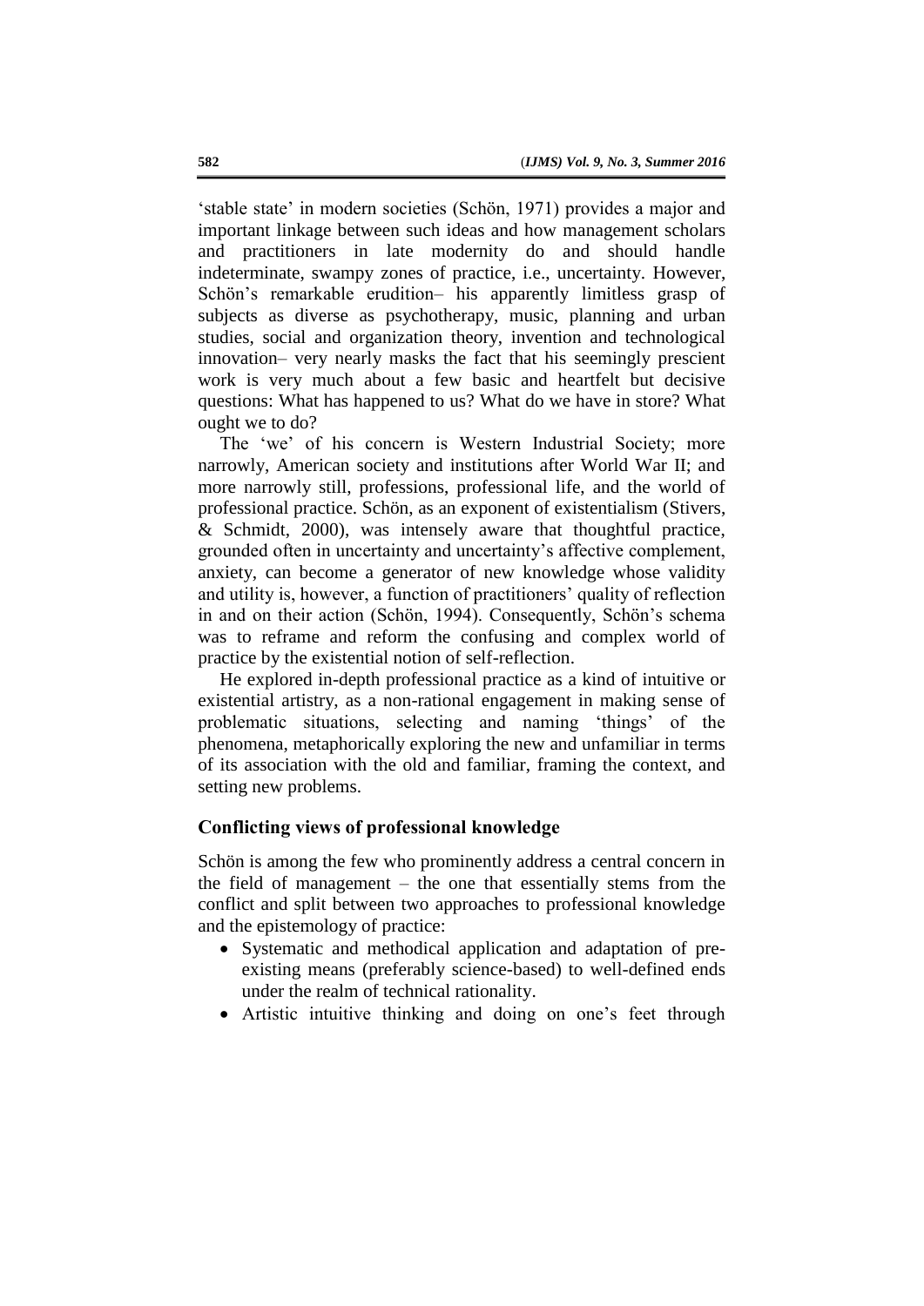'stable state' in modern societies (Schön, 1971) provides a major and important linkage between such ideas and how management scholars and practitioners in late modernity do and should handle indeterminate, swampy zones of practice, i.e., uncertainty. However, Schön's remarkable erudition– his apparently limitless grasp of subjects as diverse as psychotherapy, music, planning and urban studies, social and organization theory, invention and technological innovation– very nearly masks the fact that his seemingly prescient work is very much about a few basic and heartfelt but decisive questions: What has happened to us? What do we have in store? What ought we to do?

The 'we' of his concern is Western Industrial Society; more narrowly, American society and institutions after World War II; and more narrowly still, professions, professional life, and the world of professional practice. Schön, as an exponent of existentialism (Stivers, & Schmidt, 2000), was intensely aware that thoughtful practice, grounded often in uncertainty and uncertainty's affective complement, anxiety, can become a generator of new knowledge whose validity and utility is, however, a function of practitioners' quality of reflection in and on their action (Schön, 1994). Consequently, Schön's schema was to reframe and reform the confusing and complex world of practice by the existential notion of self-reflection.

He explored in-depth professional practice as a kind of intuitive or existential artistry, as a non-rational engagement in making sense of problematic situations, selecting and naming 'things' of the phenomena, metaphorically exploring the new and unfamiliar in terms of its association with the old and familiar, framing the context, and setting new problems.

### Conflicting views of professional knowledge

Schön is among the few who prominently address a central concern in the field of management – the one that essentially stems from the conflict and split between two approaches to professional knowledge and the epistemology of practice:

- Systematic and methodical application and adaptation of pre-existing means (preferably science-based) to well-defined ends under the realm of technical rationality.
- Artistic intuitive thinking and doing on one's feet through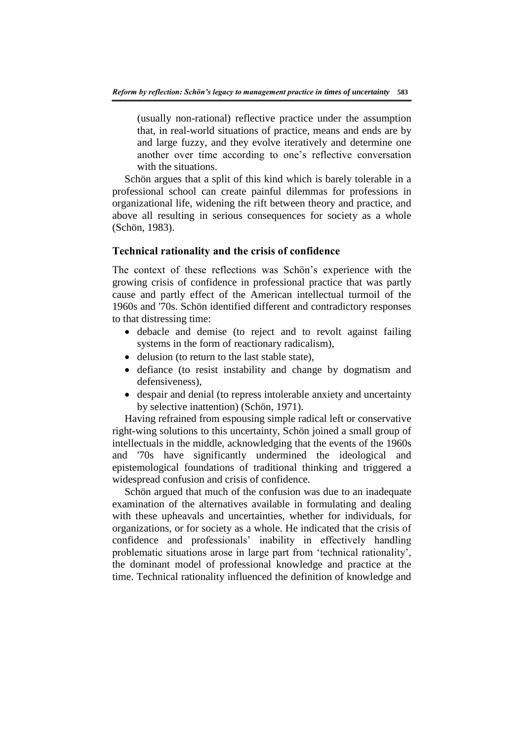(usually non-rational) reflective practice under the assumption that, in real-world situations of practice, means and ends are by and large fuzzy, and they evolve iteratively and determine one another over time according to one's reflective conversation with the situations.

Schön argues that a split of this kind which is barely tolerable in a professional school can create painful dilemmas for professions in organizational life, widening the rift between theory and practice, and above all resulting in serious consequences for society as a whole (Schön, 1983).

### Technical rationality and the crisis of confidence

The context of these reflections was Schön's experience with the growing crisis of confidence in professional practice that was partly cause and partly effect of the American intellectual turmoil of the 1960s and '70s. Schön identified different and contradictory responses to that distressing time:

- debacle and demise (to reject and to revolt against failing systems in the form of reactionary radicalism),
- delusion (to return to the last stable state),
- defiance (to resist instability and change by dogmatism and defensiveness),
- despair and denial (to repress intolerable anxiety and uncertainty by selective inattention) (Schön, 1971).

Having refrained from espousing simple radical left or conservative right-wing solutions to this uncertainty, Schön joined a small group of intellectuals in the middle, acknowledging that the events of the 1960s and '70s have significantly undermined the ideological and epistemological foundations of traditional thinking and triggered a widespread confusion and crisis of confidence.

Schön argued that much of the confusion was due to an inadequate examination of the alternatives available in formulating and dealing with these upheavals and uncertainties, whether for individuals, for organizations, or for society as a whole. He indicated that the crisis of confidence and professionals' inability in effectively handling problematic situations arose in large part from 'technical rationality', the dominant model of professional knowledge and practice at the time. Technical rationality influenced the definition of knowledge and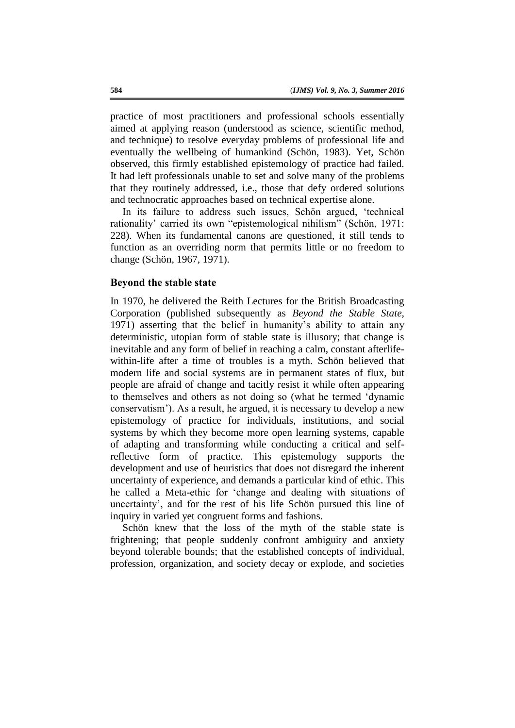practice of most practitioners and professional schools essentially aimed at applying reason (understood as science, scientific method, and technique) to resolve everyday problems of professional life and eventually the wellbeing of humankind (Schön, 1983). Yet, Schön observed, this firmly established epistemology of practice had failed. It had left professionals unable to set and solve many of the problems that they routinely addressed, i.e., those that defy ordered solutions and technocratic approaches based on technical expertise alone.

In its failure to address such issues, Schön argued, 'technical rationality' carried its own "epistemological nihilism" (Schön, 1971: 228). When its fundamental canons are questioned, it still tends to function as an overriding norm that permits little or no freedom to change (Schön, 1967, 1971).

### Beyond the stable state

In 1970, he delivered the Reith Lectures for the British Broadcasting Corporation (published subsequently as *Beyond the Stable State,* 1971) asserting that the belief in humanity's ability to attain any deterministic, utopian form of stable state is illusory; that change is inevitable and any form of belief in reaching a calm, constant afterlife-within-life after a time of troubles is a myth. Schön believed that modern life and social systems are in permanent states of flux, but people are afraid of change and tacitly resist it while often appearing to themselves and others as not doing so (what he termed 'dynamic conservatism'). As a result, he argued, it is necessary to develop a new epistemology of practice for individuals, institutions, and social systems by which they become more open learning systems, capable of adapting and transforming while conducting a critical and self-reflective form of practice. This epistemology supports the development and use of heuristics that does not disregard the inherent uncertainty of experience, and demands a particular kind of ethic. This he called a Meta-ethic for 'change and dealing with situations of uncertainty', and for the rest of his life Schön pursued this line of inquiry in varied yet congruent forms and fashions.

Schön knew that the loss of the myth of the stable state is frightening; that people suddenly confront ambiguity and anxiety beyond tolerable bounds; that the established concepts of individual, profession, organization, and society decay or explode, and societies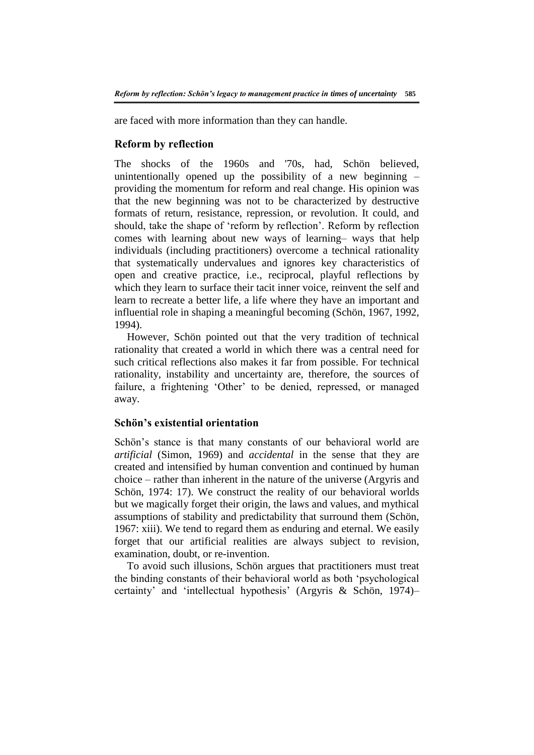are faced with more information than they can handle.

## Reform by reflection

The shocks of the 1960s and '70s, had, Schön believed, unintentionally opened up the possibility of a new beginning – providing the momentum for reform and real change. His opinion was that the new beginning was not to be characterized by destructive formats of return, resistance, repression, or revolution. It could, and should, take the shape of 'reform by reflection'. Reform by reflection comes with learning about new ways of learning– ways that help individuals (including practitioners) overcome a technical rationality that systematically undervalues and ignores key characteristics of open and creative practice, i.e., reciprocal, playful reflections by which they learn to surface their tacit inner voice, reinvent the self and learn to recreate a better life, a life where they have an important and influential role in shaping a meaningful becoming (Schön, 1967, 1992, 1994).

However, Schön pointed out that the very tradition of technical rationality that created a world in which there was a central need for such critical reflections also makes it far from possible. For technical rationality, instability and uncertainty are, therefore, the sources of failure, a frightening 'Other' to be denied, repressed, or managed away.

## Schön's existential orientation

Schön's stance is that many constants of our behavioral world are *artificial* (Simon, 1969) and *accidental* in the sense that they are created and intensified by human convention and continued by human choice – rather than inherent in the nature of the universe (Argyris and Schön, 1974: 17). We construct the reality of our behavioral worlds but we magically forget their origin, the laws and values, and mythical assumptions of stability and predictability that surround them (Schön, 1967: xiii). We tend to regard them as enduring and eternal. We easily forget that our artificial realities are always subject to revision, examination, doubt, or re-invention.

To avoid such illusions, Schön argues that practitioners must treat the binding constants of their behavioral world as both 'psychological certainty' and 'intellectual hypothesis' (Argyris & Schön, 1974)–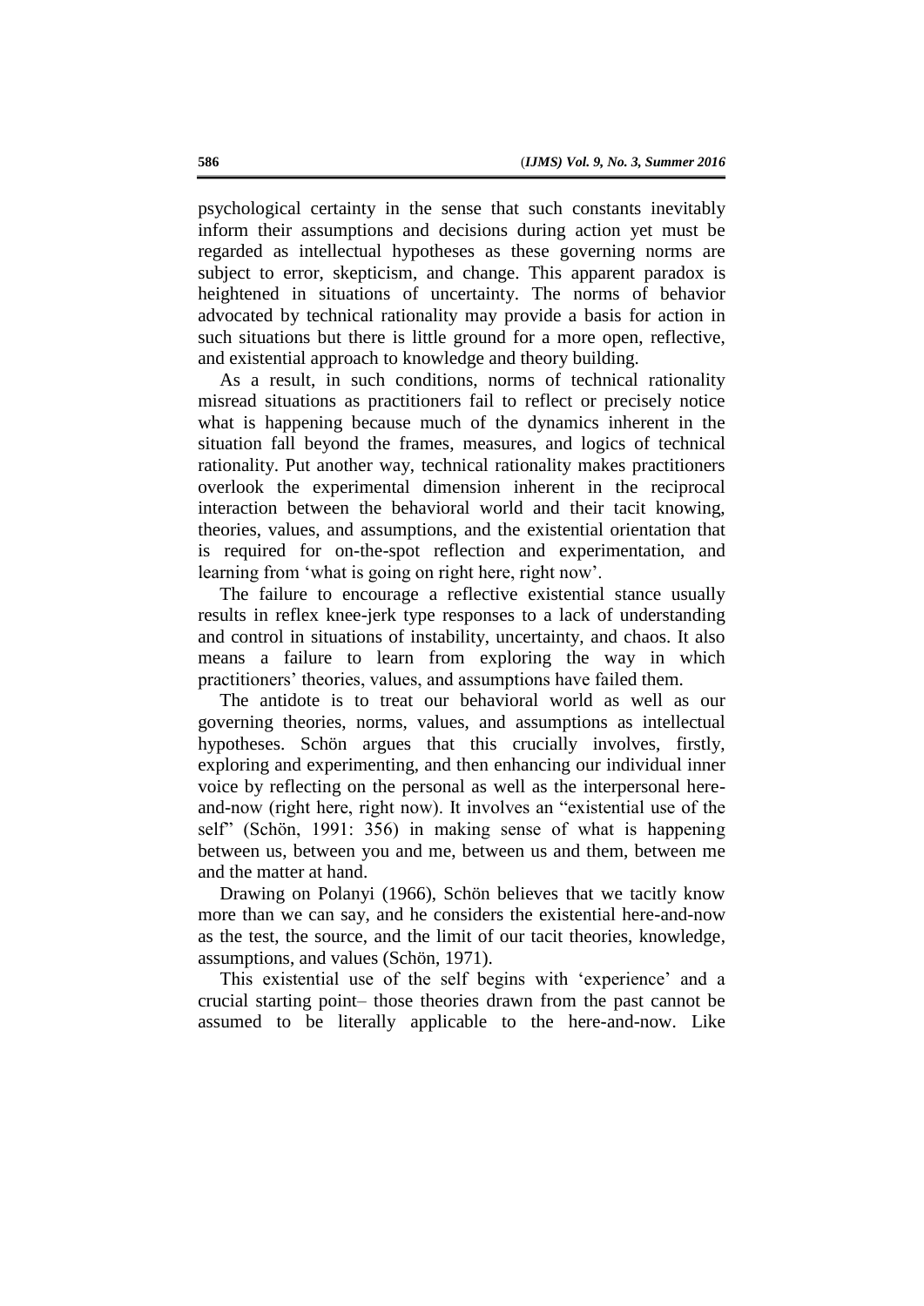psychological certainty in the sense that such constants inevitably inform their assumptions and decisions during action yet must be regarded as intellectual hypotheses as these governing norms are subject to error, skepticism, and change. This apparent paradox is heightened in situations of uncertainty. The norms of behavior advocated by technical rationality may provide a basis for action in such situations but there is little ground for a more open, reflective, and existential approach to knowledge and theory building.

As a result, in such conditions, norms of technical rationality misread situations as practitioners fail to reflect or precisely notice what is happening because much of the dynamics inherent in the situation fall beyond the frames, measures, and logics of technical rationality. Put another way, technical rationality makes practitioners overlook the experimental dimension inherent in the reciprocal interaction between the behavioral world and their tacit knowing, theories, values, and assumptions, and the existential orientation that is required for on-the-spot reflection and experimentation, and learning from 'what is going on right here, right now'.

The failure to encourage a reflective existential stance usually results in reflex knee-jerk type responses to a lack of understanding and control in situations of instability, uncertainty, and chaos. It also means a failure to learn from exploring the way in which practitioners' theories, values, and assumptions have failed them.

The antidote is to treat our behavioral world as well as our governing theories, norms, values, and assumptions as intellectual hypotheses. Schön argues that this crucially involves, firstly, exploring and experimenting, and then enhancing our individual inner voice by reflecting on the personal as well as the interpersonal here-and-now (right here, right now). It involves an "existential use of the self" (Schön, 1991: 356) in making sense of what is happening between us, between you and me, between us and them, between me and the matter at hand.

Drawing on Polanyi (1966), Schön believes that we tacitly know more than we can say, and he considers the existential here-and-now as the test, the source, and the limit of our tacit theories, knowledge, assumptions, and values (Schön, 1971).

This existential use of the self begins with 'experience' and a crucial starting point– those theories drawn from the past cannot be assumed to be literally applicable to the here-and-now. Like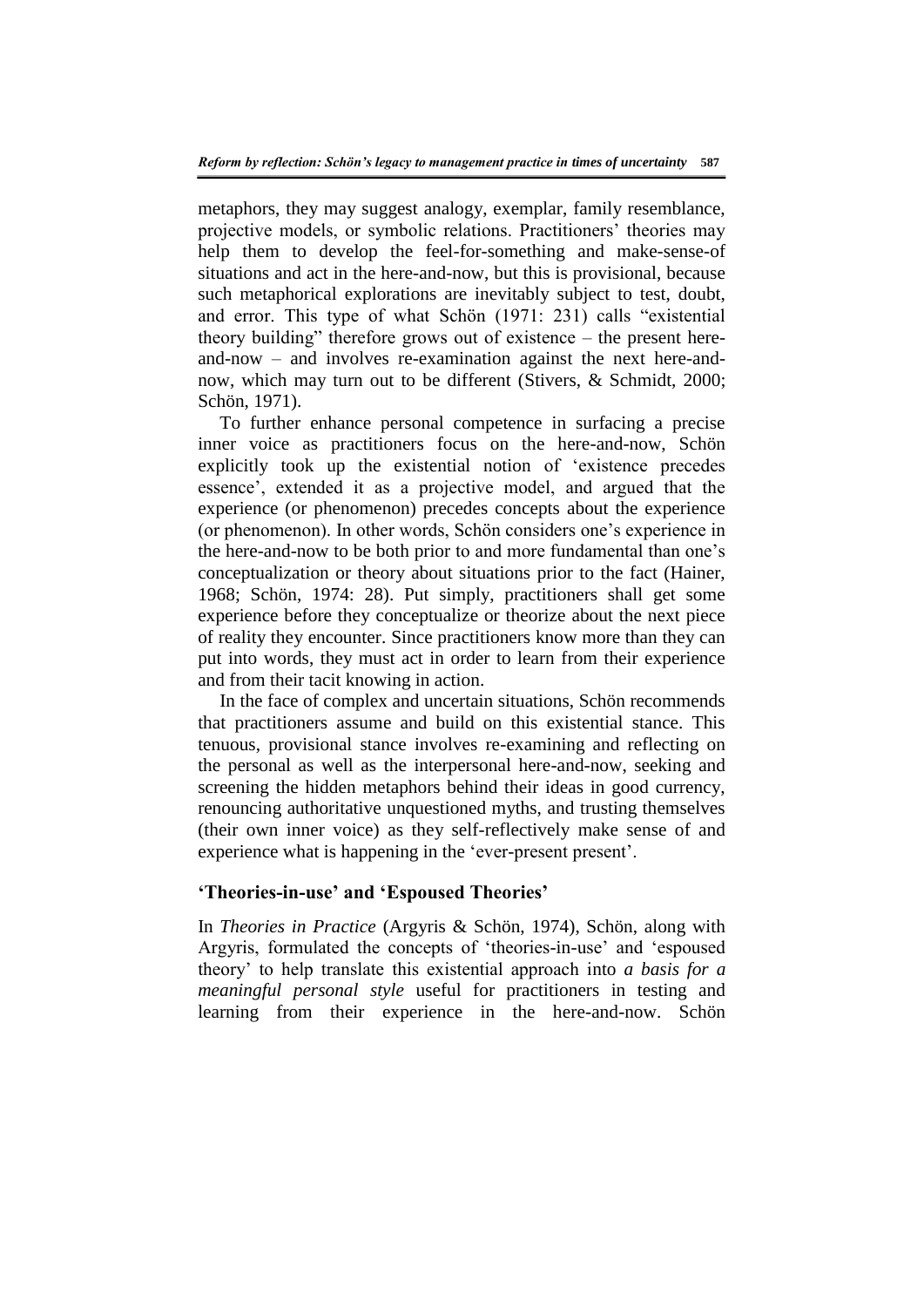metaphors, they may suggest analogy, exemplar, family resemblance, projective models, or symbolic relations. Practitioners' theories may help them to develop the feel-for-something and make-sense-of situations and act in the here-and-now, but this is provisional, because such metaphorical explorations are inevitably subject to test, doubt, and error. This type of what Schön (1971: 231) calls "existential theory building" therefore grows out of existence – the present here-and-now – and involves re-examination against the next here-and-now, which may turn out to be different (Stivers, & Schmidt, 2000; Schön, 1971).

To further enhance personal competence in surfacing a precise inner voice as practitioners focus on the here-and-now, Schön explicitly took up the existential notion of 'existence precedes essence', extended it as a projective model, and argued that the experience (or phenomenon) precedes concepts about the experience (or phenomenon). In other words, Schön considers one's experience in the here-and-now to be both prior to and more fundamental than one's conceptualization or theory about situations prior to the fact (Hainer, 1968; Schön, 1974: 28). Put simply, practitioners shall get some experience before they conceptualize or theorize about the next piece of reality they encounter. Since practitioners know more than they can put into words, they must act in order to learn from their experience and from their tacit knowing in action.

In the face of complex and uncertain situations, Schön recommends that practitioners assume and build on this existential stance. This tenuous, provisional stance involves re-examining and reflecting on the personal as well as the interpersonal here-and-now, seeking and screening the hidden metaphors behind their ideas in good currency, renouncing authoritative unquestioned myths, and trusting themselves (their own inner voice) as they self-reflectively make sense of and experience what is happening in the 'ever-present present'.

## 'Theories-in-use' and 'Espoused Theories'

In *Theories in Practice* (Argyris & Schön, 1974), Schön, along with Argyris, formulated the concepts of 'theories-in-use' and 'espoused theory' to help translate this existential approach into *a basis for a meaningful personal style* useful for practitioners in testing and learning from their experience in the here-and-now. Schön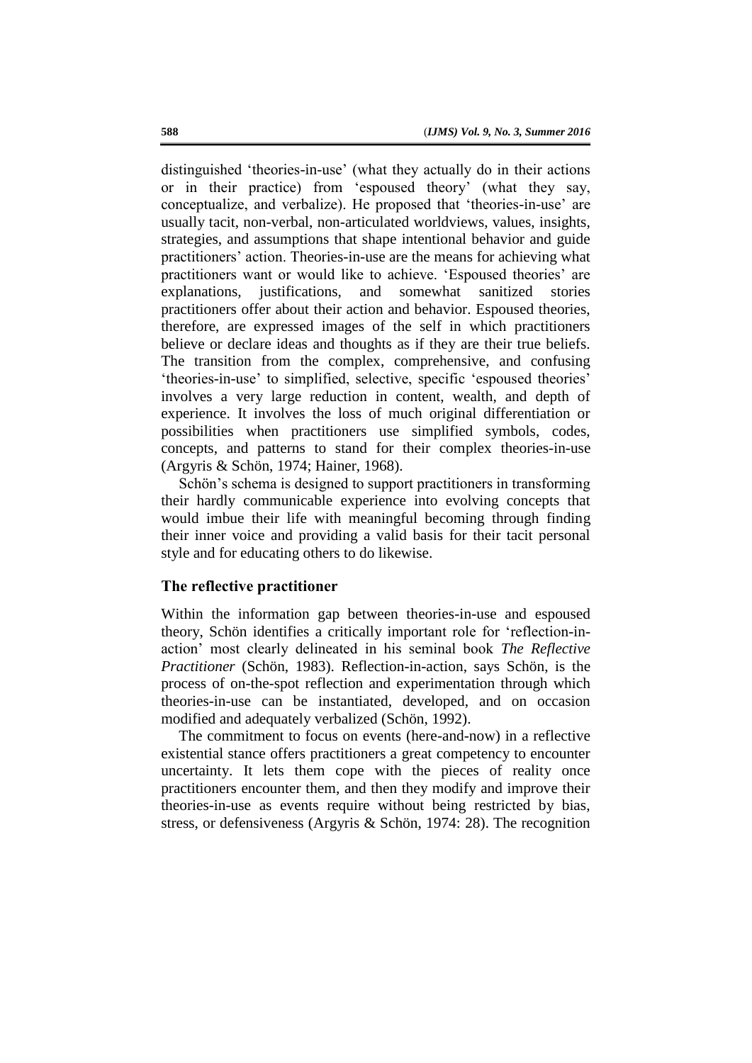distinguished 'theories-in-use' (what they actually do in their actions or in their practice) from 'espoused theory' (what they say, conceptualize, and verbalize). He proposed that 'theories-in-use' are usually tacit, non-verbal, non-articulated worldviews, values, insights, strategies, and assumptions that shape intentional behavior and guide practitioners' action. Theories-in-use are the means for achieving what practitioners want or would like to achieve. 'Espoused theories' are explanations, justifications, and somewhat sanitized stories practitioners offer about their action and behavior. Espoused theories, therefore, are expressed images of the self in which practitioners believe or declare ideas and thoughts as if they are their true beliefs. The transition from the complex, comprehensive, and confusing 'theories-in-use' to simplified, selective, specific 'espoused theories' involves a very large reduction in content, wealth, and depth of experience. It involves the loss of much original differentiation or possibilities when practitioners use simplified symbols, codes, concepts, and patterns to stand for their complex theories-in-use (Argyris & Schön, 1974; Hainer, 1968).

Schön's schema is designed to support practitioners in transforming their hardly communicable experience into evolving concepts that would imbue their life with meaningful becoming through finding their inner voice and providing a valid basis for their tacit personal style and for educating others to do likewise.

## The reflective practitioner

Within the information gap between theories-in-use and espoused theory, Schön identifies a critically important role for 'reflection-in-action' most clearly delineated in his seminal book *The Reflective Practitioner* (Schön, 1983). Reflection-in-action, says Schön, is the process of on-the-spot reflection and experimentation through which theories-in-use can be instantiated, developed, and on occasion modified and adequately verbalized (Schön, 1992).

The commitment to focus on events (here-and-now) in a reflective existential stance offers practitioners a great competency to encounter uncertainty. It lets them cope with the pieces of reality once practitioners encounter them, and then they modify and improve their theories-in-use as events require without being restricted by bias, stress, or defensiveness (Argyris & Schön, 1974: 28). The recognition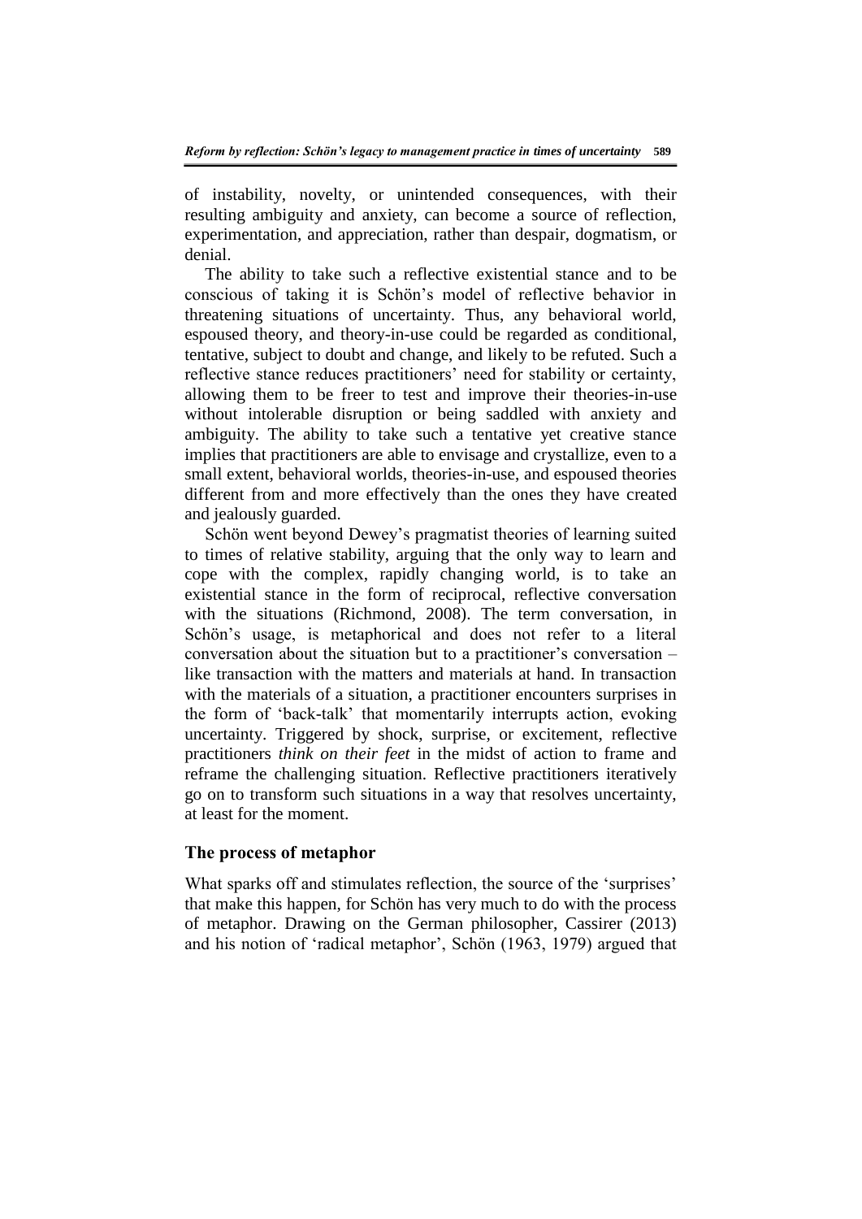of instability, novelty, or unintended consequences, with their resulting ambiguity and anxiety, can become a source of reflection, experimentation, and appreciation, rather than despair, dogmatism, or denial.

The ability to take such a reflective existential stance and to be conscious of taking it is Schön's model of reflective behavior in threatening situations of uncertainty. Thus, any behavioral world, espoused theory, and theory-in-use could be regarded as conditional, tentative, subject to doubt and change, and likely to be refuted. Such a reflective stance reduces practitioners' need for stability or certainty, allowing them to be freer to test and improve their theories-in-use without intolerable disruption or being saddled with anxiety and ambiguity. The ability to take such a tentative yet creative stance implies that practitioners are able to envisage and crystallize, even to a small extent, behavioral worlds, theories-in-use, and espoused theories different from and more effectively than the ones they have created and jealously guarded.

Schön went beyond Dewey's pragmatist theories of learning suited to times of relative stability, arguing that the only way to learn and cope with the complex, rapidly changing world, is to take an existential stance in the form of reciprocal, reflective conversation with the situations (Richmond, 2008). The term conversation, in Schön's usage, is metaphorical and does not refer to a literal conversation about the situation but to a practitioner's conversation – like transaction with the matters and materials at hand. In transaction with the materials of a situation, a practitioner encounters surprises in the form of 'back-talk' that momentarily interrupts action, evoking uncertainty. Triggered by shock, surprise, or excitement, reflective practitioners *think on their feet* in the midst of action to frame and reframe the challenging situation. Reflective practitioners iteratively go on to transform such situations in a way that resolves uncertainty, at least for the moment.

## The process of metaphor

What sparks off and stimulates reflection, the source of the 'surprises' that make this happen, for Schön has very much to do with the process of metaphor. Drawing on the German philosopher, Cassirer (2013) and his notion of 'radical metaphor', Schön (1963, 1979) argued that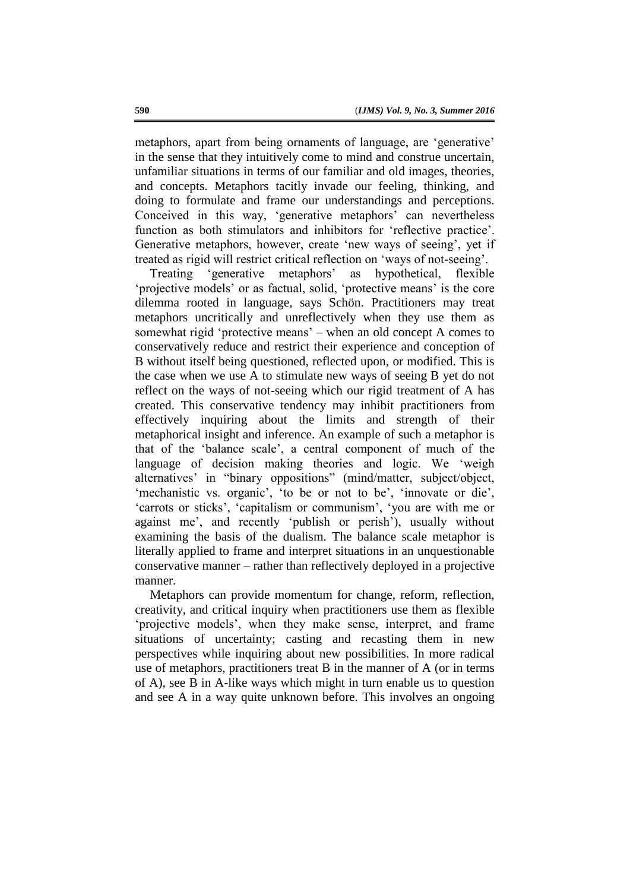metaphors, apart from being ornaments of language, are 'generative' in the sense that they intuitively come to mind and construe uncertain, unfamiliar situations in terms of our familiar and old images, theories, and concepts. Metaphors tacitly invade our feeling, thinking, and doing to formulate and frame our understandings and perceptions. Conceived in this way, 'generative metaphors' can nevertheless function as both stimulators and inhibitors for 'reflective practice'. Generative metaphors, however, create 'new ways of seeing', yet if treated as rigid will restrict critical reflection on 'ways of not-seeing'.

Treating 'generative metaphors' as hypothetical, flexible 'projective models' or as factual, solid, 'protective means' is the core dilemma rooted in language, says Schön. Practitioners may treat metaphors uncritically and unreflectively when they use them as somewhat rigid 'protective means' – when an old concept A comes to conservatively reduce and restrict their experience and conception of B without itself being questioned, reflected upon, or modified. This is the case when we use A to stimulate new ways of seeing B yet do not reflect on the ways of not-seeing which our rigid treatment of A has created. This conservative tendency may inhibit practitioners from effectively inquiring about the limits and strength of their metaphorical insight and inference. An example of such a metaphor is that of the 'balance scale', a central component of much of the language of decision making theories and logic. We 'weigh alternatives' in "binary oppositions" (mind/matter, subject/object, 'mechanistic vs. organic', 'to be or not to be', 'innovate or die', 'carrots or sticks', 'capitalism or communism', 'you are with me or against me', and recently 'publish or perish'), usually without examining the basis of the dualism. The balance scale metaphor is literally applied to frame and interpret situations in an unquestionable conservative manner – rather than reflectively deployed in a projective manner.

Metaphors can provide momentum for change, reform, reflection, creativity, and critical inquiry when practitioners use them as flexible 'projective models', when they make sense, interpret, and frame situations of uncertainty; casting and recasting them in new perspectives while inquiring about new possibilities. In more radical use of metaphors, practitioners treat B in the manner of A (or in terms of A), see B in A-like ways which might in turn enable us to question and see A in a way quite unknown before. This involves an ongoing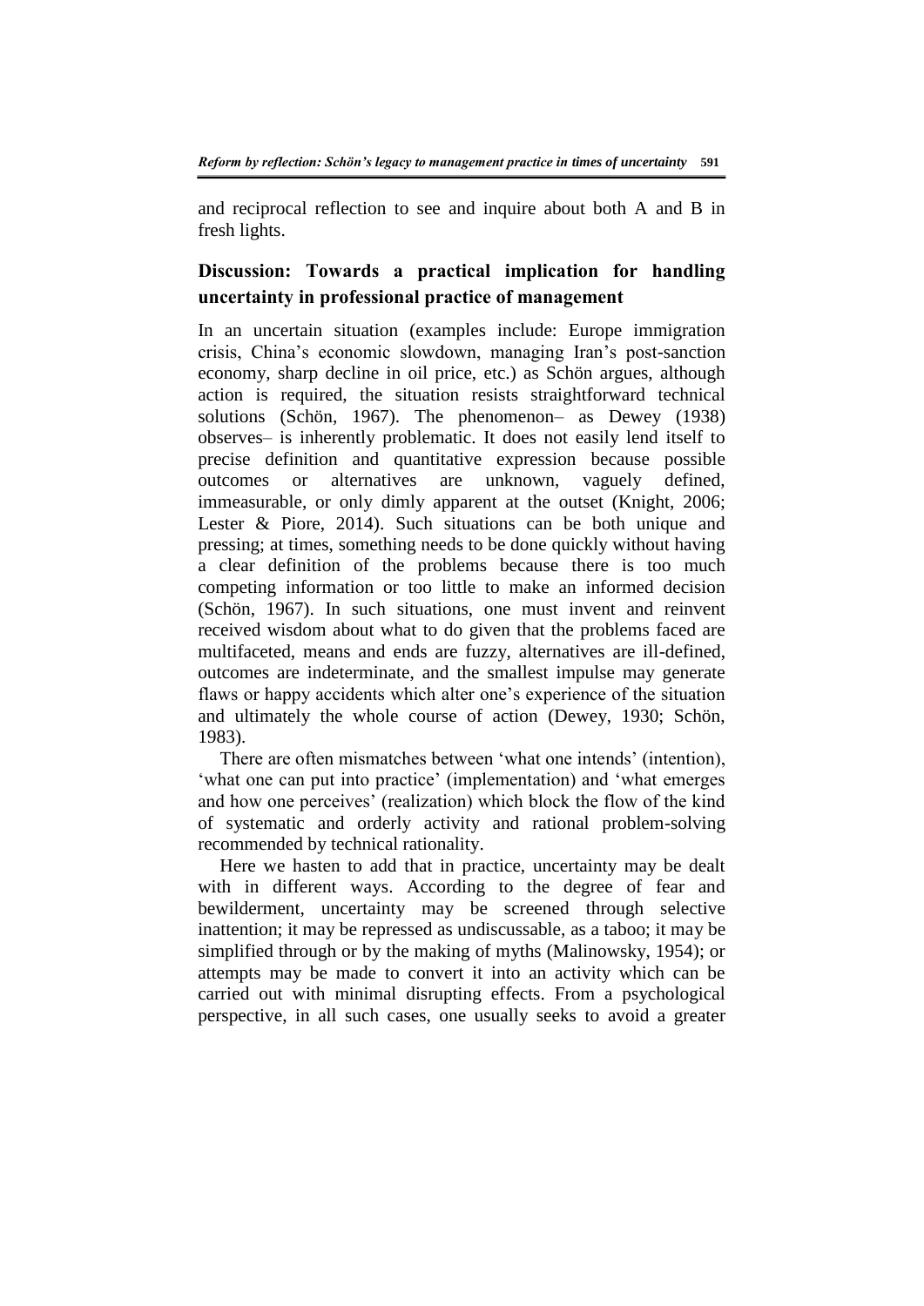and reciprocal reflection to see and inquire about both A and B in fresh lights.

## Discussion: Towards a practical implication for handling uncertainty in professional practice of management

In an uncertain situation (examples include: Europe immigration crisis, China's economic slowdown, managing Iran's post-sanction economy, sharp decline in oil price, etc.) as Schön argues, although action is required, the situation resists straightforward technical solutions (Schön, 1967). The phenomenon– as Dewey (1938) observes– is inherently problematic. It does not easily lend itself to precise definition and quantitative expression because possible outcomes or alternatives are unknown, vaguely defined, immeasurable, or only dimly apparent at the outset (Knight, 2006; Lester & Piore, 2014). Such situations can be both unique and pressing; at times, something needs to be done quickly without having a clear definition of the problems because there is too much competing information or too little to make an informed decision (Schön, 1967). In such situations, one must invent and reinvent received wisdom about what to do given that the problems faced are multifaceted, means and ends are fuzzy, alternatives are ill-defined, outcomes are indeterminate, and the smallest impulse may generate flaws or happy accidents which alter one's experience of the situation and ultimately the whole course of action (Dewey, 1930; Schön, 1983).

There are often mismatches between 'what one intends' (intention), 'what one can put into practice' (implementation) and 'what emerges and how one perceives' (realization) which block the flow of the kind of systematic and orderly activity and rational problem-solving recommended by technical rationality.

Here we hasten to add that in practice, uncertainty may be dealt with in different ways. According to the degree of fear and bewilderment, uncertainty may be screened through selective inattention; it may be repressed as undiscussable, as a taboo; it may be simplified through or by the making of myths (Malinowsky, 1954); or attempts may be made to convert it into an activity which can be carried out with minimal disrupting effects. From a psychological perspective, in all such cases, one usually seeks to avoid a greater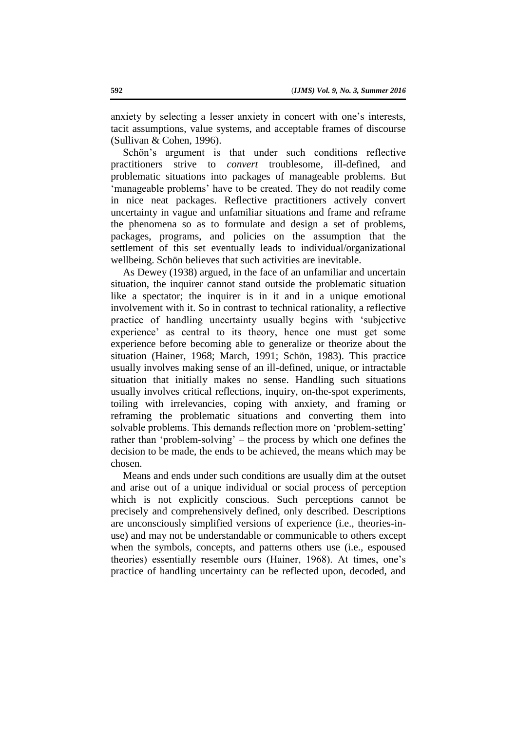anxiety by selecting a lesser anxiety in concert with one's interests, tacit assumptions, value systems, and acceptable frames of discourse (Sullivan & Cohen, 1996).

Schön's argument is that under such conditions reflective practitioners strive to *convert* troublesome, ill-defined, and problematic situations into packages of manageable problems. But 'manageable problems' have to be created. They do not readily come in nice neat packages. Reflective practitioners actively convert uncertainty in vague and unfamiliar situations and frame and reframe the phenomena so as to formulate and design a set of problems, packages, programs, and policies on the assumption that the settlement of this set eventually leads to individual/organizational wellbeing. Schön believes that such activities are inevitable.

As Dewey (1938) argued, in the face of an unfamiliar and uncertain situation, the inquirer cannot stand outside the problematic situation like a spectator; the inquirer is in it and in a unique emotional involvement with it. So in contrast to technical rationality, a reflective practice of handling uncertainty usually begins with 'subjective experience' as central to its theory, hence one must get some experience before becoming able to generalize or theorize about the situation (Hainer, 1968; March, 1991; Schön, 1983). This practice usually involves making sense of an ill-defined, unique, or intractable situation that initially makes no sense. Handling such situations usually involves critical reflections, inquiry, on-the-spot experiments, toiling with irrelevancies, coping with anxiety, and framing or reframing the problematic situations and converting them into solvable problems. This demands reflection more on 'problem-setting' rather than 'problem-solving' – the process by which one defines the decision to be made, the ends to be achieved, the means which may be chosen.

Means and ends under such conditions are usually dim at the outset and arise out of a unique individual or social process of perception which is not explicitly conscious. Such perceptions cannot be precisely and comprehensively defined, only described. Descriptions are unconsciously simplified versions of experience (i.e., theories-in-use) and may not be understandable or communicable to others except when the symbols, concepts, and patterns others use (i.e., espoused theories) essentially resemble ours (Hainer, 1968). At times, one's practice of handling uncertainty can be reflected upon, decoded, and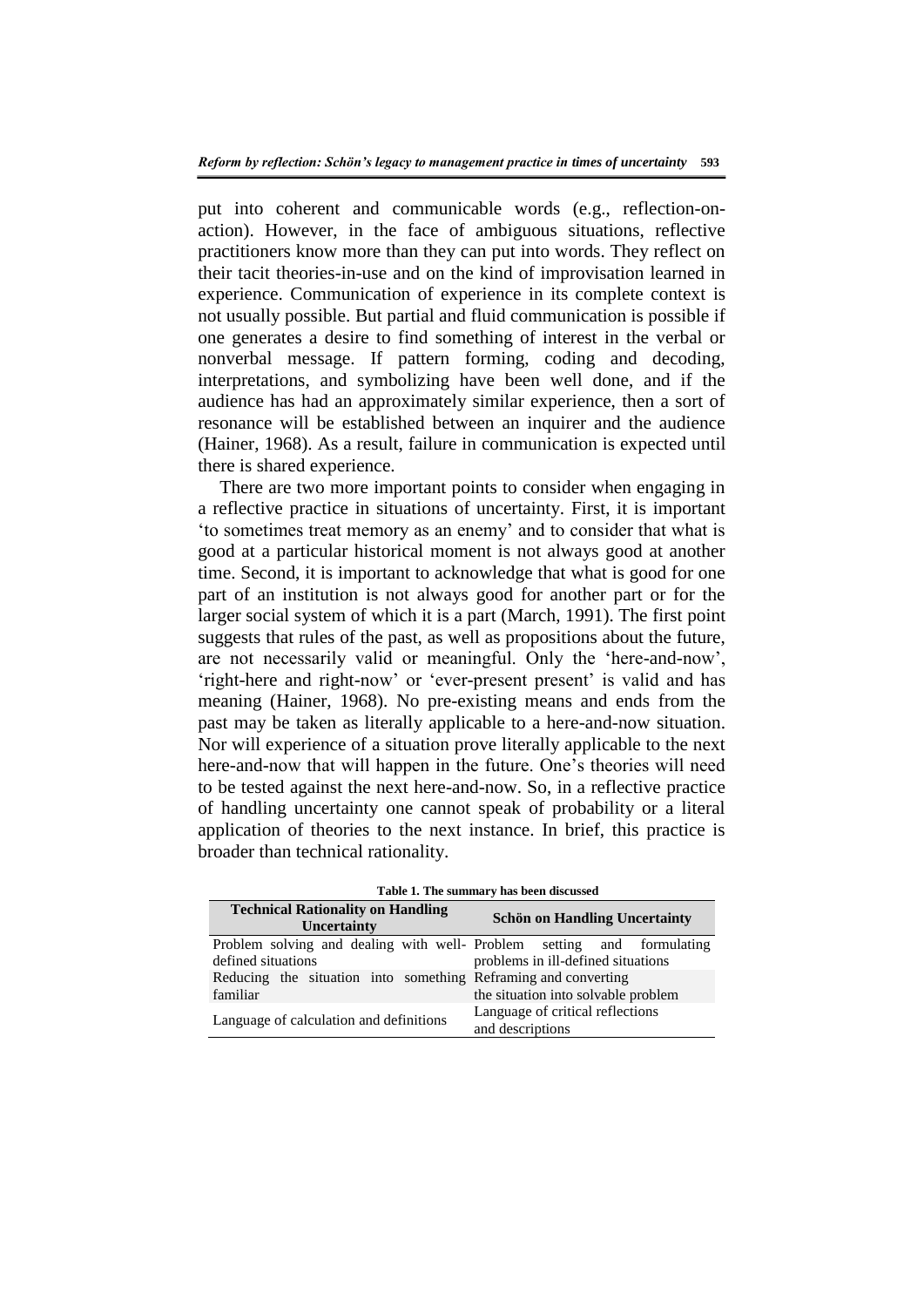put into coherent and communicable words (e.g., reflection-on-action). However, in the face of ambiguous situations, reflective practitioners know more than they can put into words. They reflect on their tacit theories-in-use and on the kind of improvisation learned in experience. Communication of experience in its complete context is not usually possible. But partial and fluid communication is possible if one generates a desire to find something of interest in the verbal or nonverbal message. If pattern forming, coding and decoding, interpretations, and symbolizing have been well done, and if the audience has had an approximately similar experience, then a sort of resonance will be established between an inquirer and the audience (Hainer, 1968). As a result, failure in communication is expected until there is shared experience.

There are two more important points to consider when engaging in a reflective practice in situations of uncertainty. First, it is important 'to sometimes treat memory as an enemy' and to consider that what is good at a particular historical moment is not always good at another time. Second, it is important to acknowledge that what is good for one part of an institution is not always good for another part or for the larger social system of which it is a part (March, 1991). The first point suggests that rules of the past, as well as propositions about the future, are not necessarily valid or meaningful. Only the 'here-and-now', 'right-here and right-now' or 'ever-present present' is valid and has meaning (Hainer, 1968). No pre-existing means and ends from the past may be taken as literally applicable to a here-and-now situation. Nor will experience of a situation prove literally applicable to the next here-and-now that will happen in the future. One's theories will need to be tested against the next here-and-now. So, in a reflective practice of handling uncertainty one cannot speak of probability or a literal application of theories to the next instance. In brief, this practice is broader than technical rationality.

**Table 1. The summary has been discussed**

| Technical Rationality on Handling Uncertainty | Schön on Handling Uncertainty |
|---|---|
| Problem solving and dealing with well-defined situations | Problem setting and formulating problems in ill-defined situations |
| Reducing the situation into something familiar | Reframing and converting the situation into solvable problem |
| Language of calculation and definitions | Language of critical reflections and descriptions |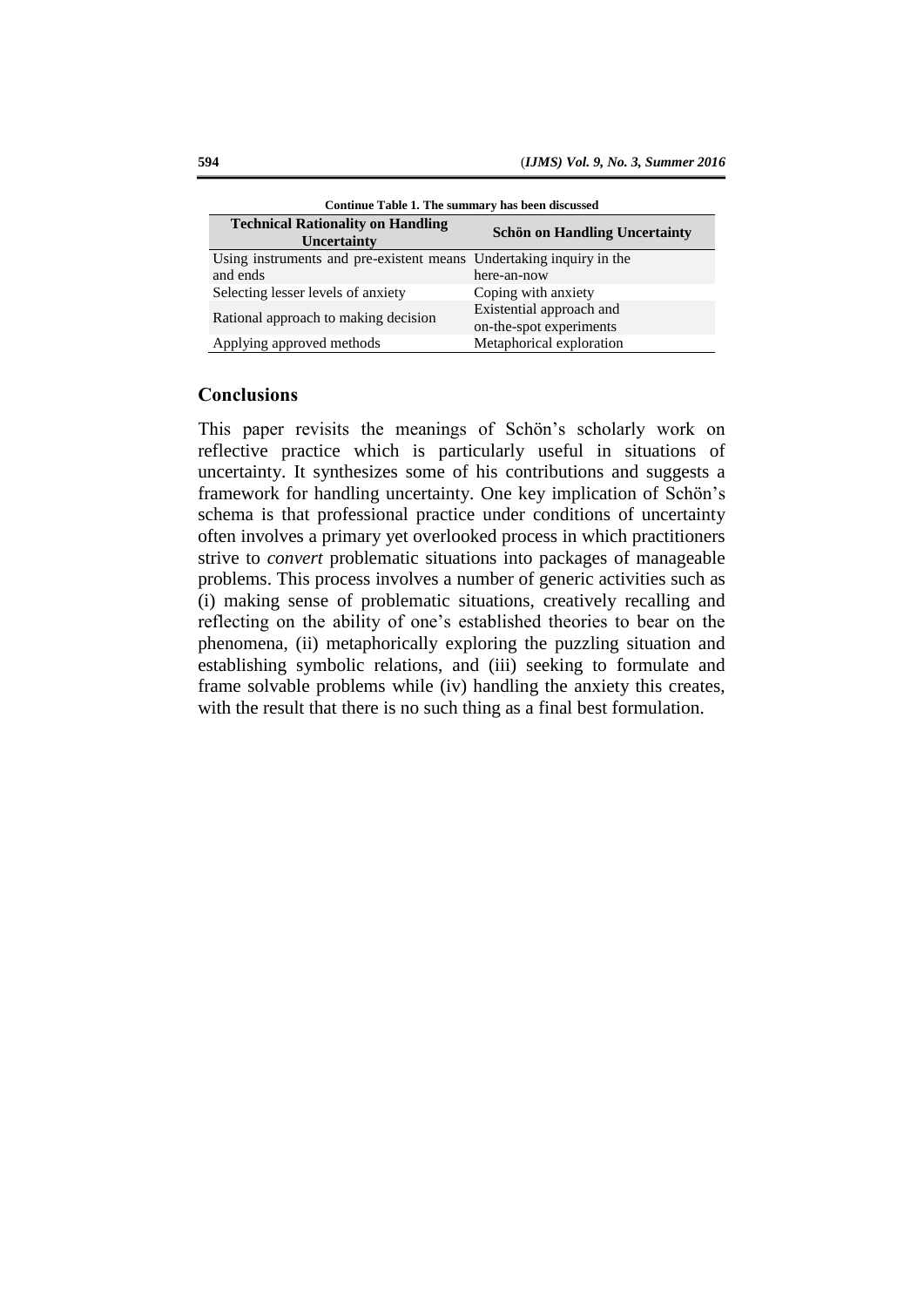**Continue Table 1. The summary has been discussed**

| Technical Rationality on Handling Uncertainty | Schön on Handling Uncertainty |
|---|---|
| Using instruments and pre-existent means and ends | Undertaking inquiry in the here-an-now |
| Selecting lesser levels of anxiety | Coping with anxiety |
| Rational approach to making decision | Existential approach and on-the-spot experiments |
| Applying approved methods | Metaphorical exploration |

## Conclusions

This paper revisits the meanings of Schön's scholarly work on reflective practice which is particularly useful in situations of uncertainty. It synthesizes some of his contributions and suggests a framework for handling uncertainty. One key implication of Schön's schema is that professional practice under conditions of uncertainty often involves a primary yet overlooked process in which practitioners strive to *convert* problematic situations into packages of manageable problems. This process involves a number of generic activities such as (i) making sense of problematic situations, creatively recalling and reflecting on the ability of one's established theories to bear on the phenomena, (ii) metaphorically exploring the puzzling situation and establishing symbolic relations, and (iii) seeking to formulate and frame solvable problems while (iv) handling the anxiety this creates, with the result that there is no such thing as a final best formulation.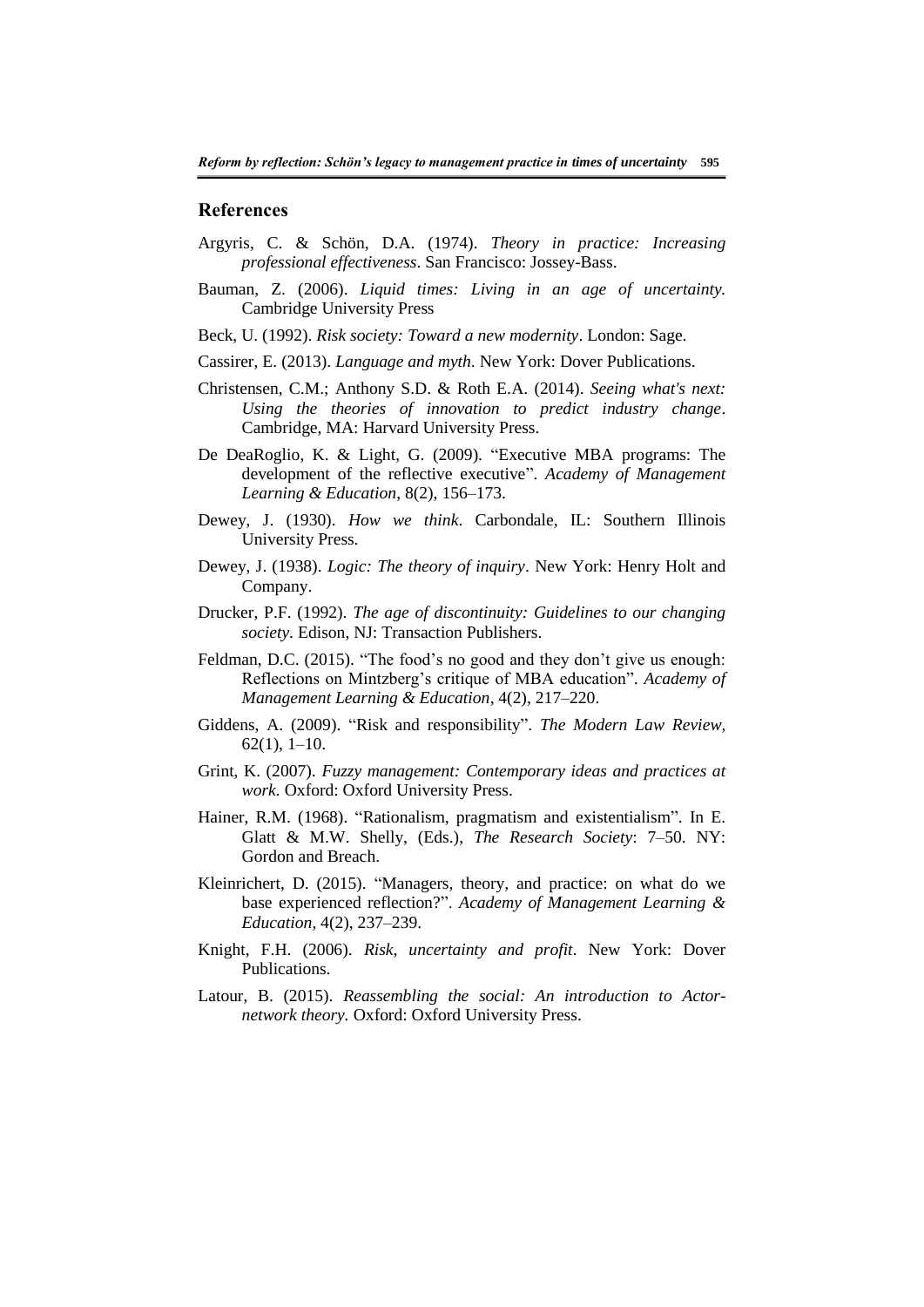## References

Argyris, C. & Schön, D.A. (1974). *Theory in practice: Increasing professional effectiveness*. San Francisco: Jossey-Bass.

Bauman, Z. (2006). *Liquid times: Living in an age of uncertainty.* Cambridge University Press

Beck, U. (1992). *Risk society: Toward a new modernity*. London: Sage.

Cassirer, E. (2013). *Language and myth*. New York: Dover Publications.

Christensen, C.M.; Anthony S.D. & Roth E.A. (2014). *Seeing what's next: Using the theories of innovation to predict industry change*. Cambridge, MA: Harvard University Press.

De DeaRoglio, K. & Light, G. (2009). "Executive MBA programs: The development of the reflective executive". *Academy of Management Learning & Education,* 8(2), 156–173.

Dewey, J. (1930). *How we think*. Carbondale, IL: Southern Illinois University Press.

Dewey, J. (1938). *Logic: The theory of inquiry*. New York: Henry Holt and Company.

Drucker, P.F. (1992). *The age of discontinuity: Guidelines to our changing society*. Edison, NJ: Transaction Publishers.

Feldman, D.C. (2015). "The food's no good and they don't give us enough: Reflections on Mintzberg's critique of MBA education". *Academy of Management Learning & Education*, 4(2), 217–220.

Giddens, A. (2009). "Risk and responsibility". *The Modern Law Review*, 62(1), 1–10.

Grint, K. (2007). *Fuzzy management: Contemporary ideas and practices at work.* Oxford: Oxford University Press.

Hainer, R.M. (1968). "Rationalism, pragmatism and existentialism". In E. Glatt & M.W. Shelly, (Eds.), *The Research Society*: 7–50. NY: Gordon and Breach.

Kleinrichert, D. (2015). "Managers, theory, and practice: on what do we base experienced reflection?". *Academy of Management Learning & Education,* 4(2), 237–239.

Knight, F.H. (2006). *Risk, uncertainty and profit*. New York: Dover Publications.

Latour, B. (2015). *Reassembling the social: An introduction to Actor-network theory.* Oxford: Oxford University Press.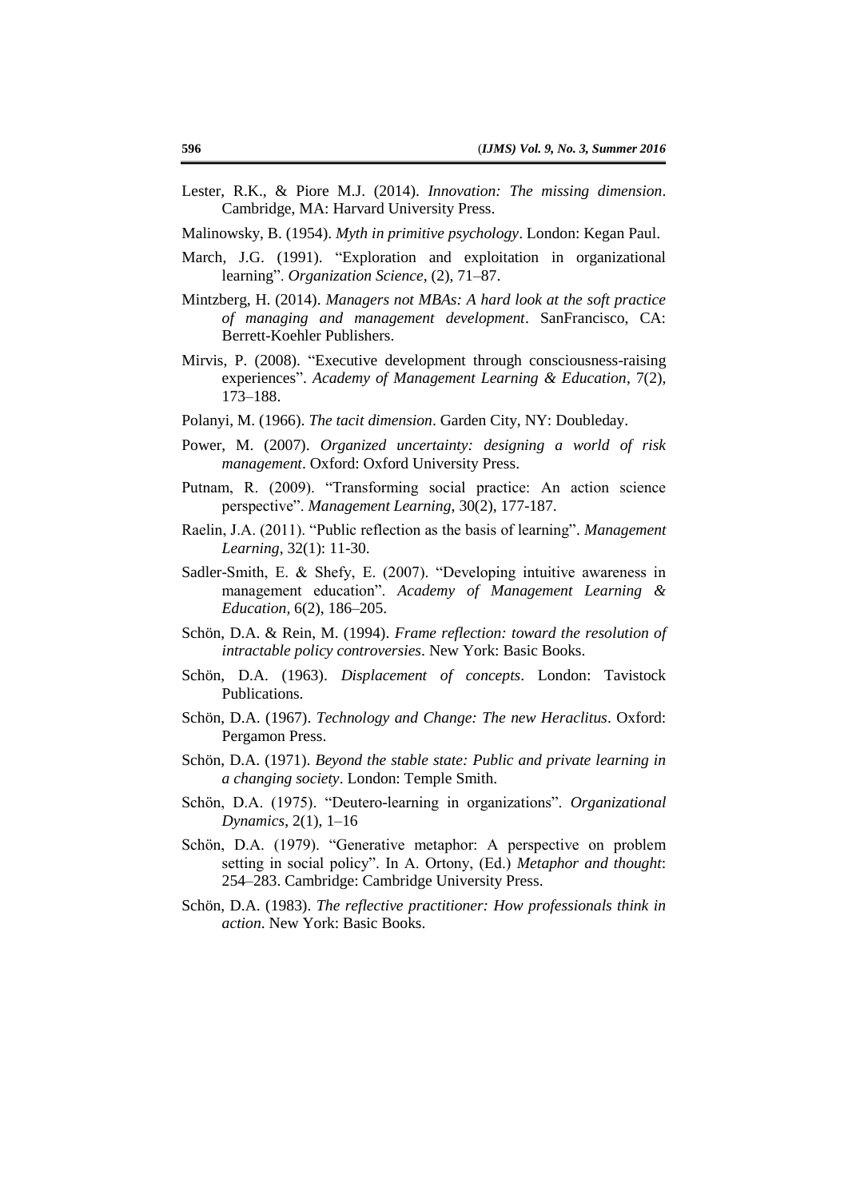Lester, R.K., & Piore M.J. (2014). *Innovation: The missing dimension*. Cambridge, MA: Harvard University Press.

Malinowsky, B. (1954). *Myth in primitive psychology*. London: Kegan Paul.

March, J.G. (1991). "Exploration and exploitation in organizational learning". *Organization Science*, (2), 71–87.

Mintzberg, H. (2014). *Managers not MBAs: A hard look at the soft practice of managing and management development*. SanFrancisco, CA: Berrett-Koehler Publishers.

Mirvis, P. (2008). "Executive development through consciousness-raising experiences". *Academy of Management Learning & Education*, 7(2), 173–188.

Polanyi, M. (1966). *The tacit dimension*. Garden City, NY: Doubleday.

Power, M. (2007). *Organized uncertainty: designing a world of risk management*. Oxford: Oxford University Press.

Putnam, R. (2009). "Transforming social practice: An action science perspective". *Management Learning*, 30(2), 177-187.

Raelin, J.A. (2011). "Public reflection as the basis of learning". *Management Learning*, 32(1): 11-30.

Sadler-Smith, E. & Shefy, E. (2007). "Developing intuitive awareness in management education". *Academy of Management Learning & Education*, 6(2), 186–205.

Schön, D.A. & Rein, M. (1994). *Frame reflection: toward the resolution of intractable policy controversies*. New York: Basic Books.

Schön, D.A. (1963). *Displacement of concepts*. London: Tavistock Publications.

Schön, D.A. (1967). *Technology and Change: The new Heraclitus*. Oxford: Pergamon Press.

Schön, D.A. (1971). *Beyond the stable state: Public and private learning in a changing society*. London: Temple Smith.

Schön, D.A. (1975). "Deutero-learning in organizations". *Organizational Dynamics*, 2(1), 1–16

Schön, D.A. (1979). "Generative metaphor: A perspective on problem setting in social policy". In A. Ortony, (Ed.) *Metaphor and thought*: 254–283. Cambridge: Cambridge University Press.

Schön, D.A. (1983). *The reflective practitioner: How professionals think in action*. New York: Basic Books.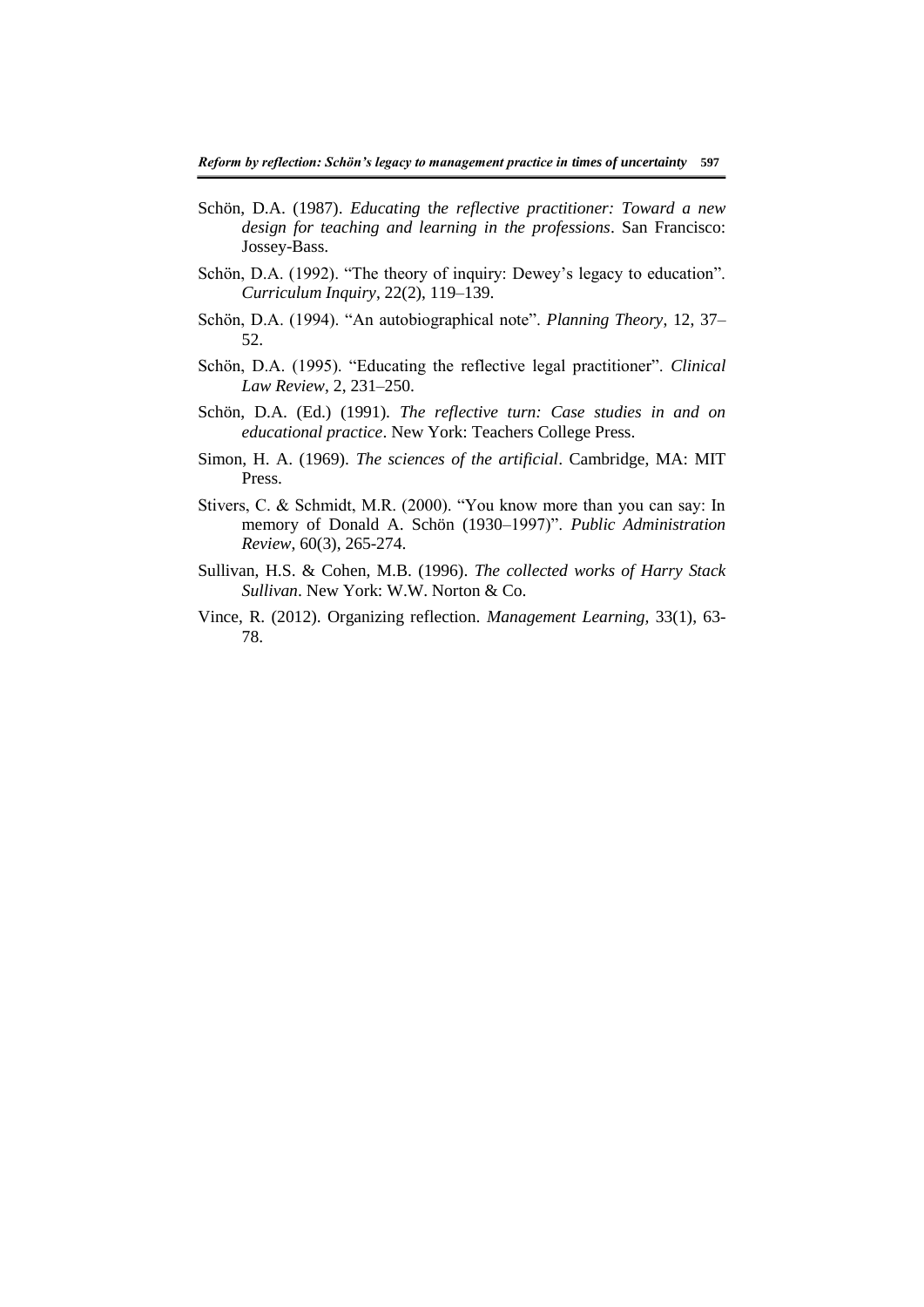Schön, D.A. (1987). *Educating the reflective practitioner: Toward a new design for teaching and learning in the professions*. San Francisco: Jossey-Bass.

Schön, D.A. (1992). "The theory of inquiry: Dewey's legacy to education". *Curriculum Inquiry*, 22(2), 119–139.

Schön, D.A. (1994). "An autobiographical note". *Planning Theory*, 12, 37–52.

Schön, D.A. (1995). "Educating the reflective legal practitioner". *Clinical Law Review*, 2, 231–250.

Schön, D.A. (Ed.) (1991). *The reflective turn: Case studies in and on educational practice*. New York: Teachers College Press.

Simon, H. A. (1969). *The sciences of the artificial*. Cambridge, MA: MIT Press.

Stivers, C. & Schmidt, M.R. (2000). "You know more than you can say: In memory of Donald A. Schön (1930–1997)". *Public Administration Review*, 60(3), 265-274.

Sullivan, H.S. & Cohen, M.B. (1996). *The collected works of Harry Stack Sullivan*. New York: W.W. Norton & Co.

Vince, R. (2012). Organizing reflection. *Management Learning*, 33(1), 63-78.